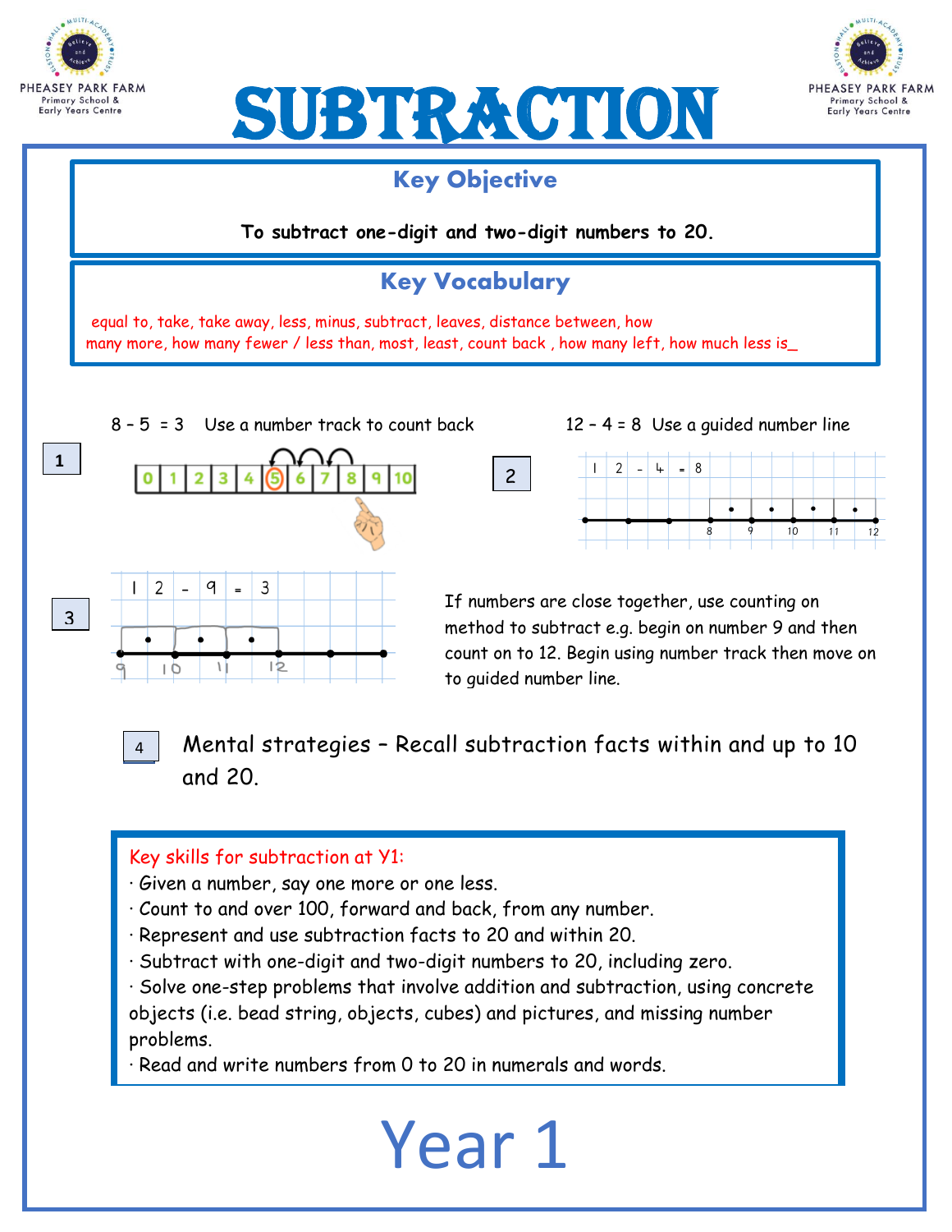# SUBTRACTION

## Key Objective

**To subtract one-digit and two-digit numbers to 20.**

## Key Vocabulary

equal to, take, take away, less, minus, subtract, leaves, distance between, how many more, how many fewer / less than, most, least, count back , how many left, how much less is_

**1**

8 – 5 = 3 Use a number track to count back

0 1 2 3 4 5 6 7 8 9 10

**2**

12 – 4 = 8 Use a guided number line

12 - 4 = 8

8 9 10 11 12

**3**

12 - 9 = 3

9 10 11 12

If numbers are close together, use counting on method to subtract e.g. begin on number 9 and then count on to 12. Begin using number track then move on to guided number line.

**4**

Mental strategies – Recall subtraction facts within and up to 10 and 20.

Key skills for subtraction at Y1:

- Given a number, say one more or one less.
- Count to and over 100, forward and back, from any number.
- Represent and use subtraction facts to 20 and within 20.
- Subtract with one-digit and two-digit numbers to 20, including zero.
- Solve one-step problems that involve addition and subtraction, using concrete objects (i.e. bead string, objects, cubes) and pictures, and missing number problems.
- Read and write numbers from 0 to 20 in numerals and words.

# Year 1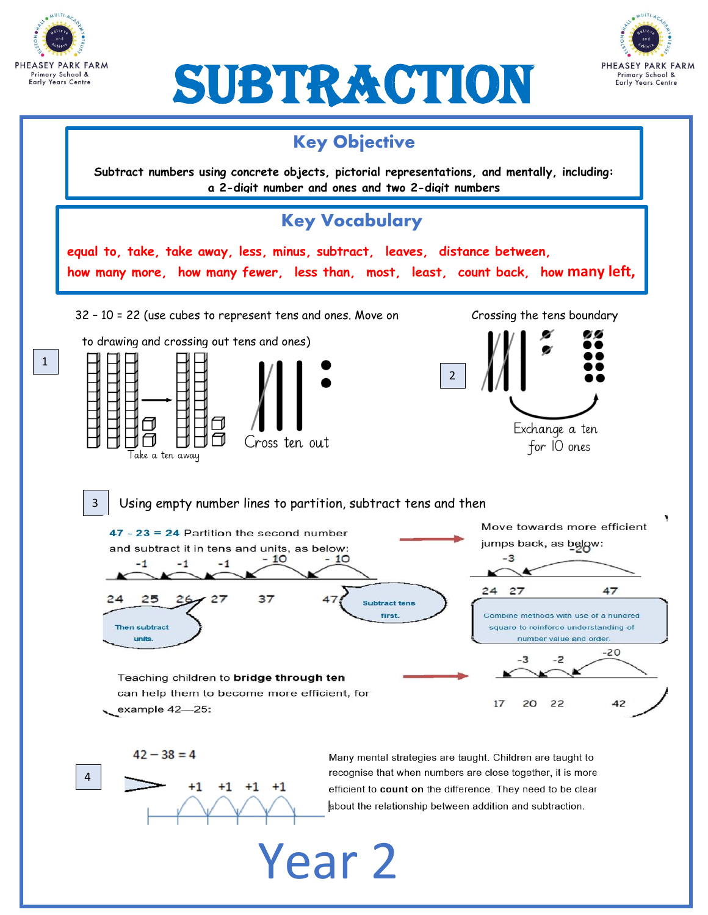PHEASEY PARK FARM
Primary School &
Early Years Centre

# SUBTRACTION

## Key Objective

**Subtract numbers using concrete objects, pictorial representations, and mentally, including: a 2-digit number and ones and two 2-digit numbers**

## Key Vocabulary

**equal to, take, take away, less, minus, subtract, leaves, distance between, how many more, how many fewer, less than, most, least, count back, how many left,**

1

32 – 10 = 22 (use cubes to represent tens and ones. Move on to drawing and crossing out tens and ones)

Take a ten away

Cross ten out

2

Crossing the tens boundary

Exchange a ten for 10 ones

3

Using empty number lines to partition, subtract tens and then

**47 - 23 = 24** Partition the second number and subtract it in tens and units, as below:

-1 -1 -1 - 10 - 10

24 25 26 27 37 47

Then subtract units.

Subtract tens first.

Move towards more efficient jumps back, as below:

-3 -20

24 27 47

Combine methods with use of a hundred square to reinforce understanding of number value and order.

Teaching children to **bridge through ten** can help them to become more efficient, for example 42—25:

-3 -2 -20

17 20 22 42

4

42 – 38 = 4

+1 +1 +1 +1

Many mental strategies are taught. Children are taught to recognise that when numbers are close together, it is more efficient to **count on** the difference. They need to be clear about the relationship between addition and subtraction.

Year 2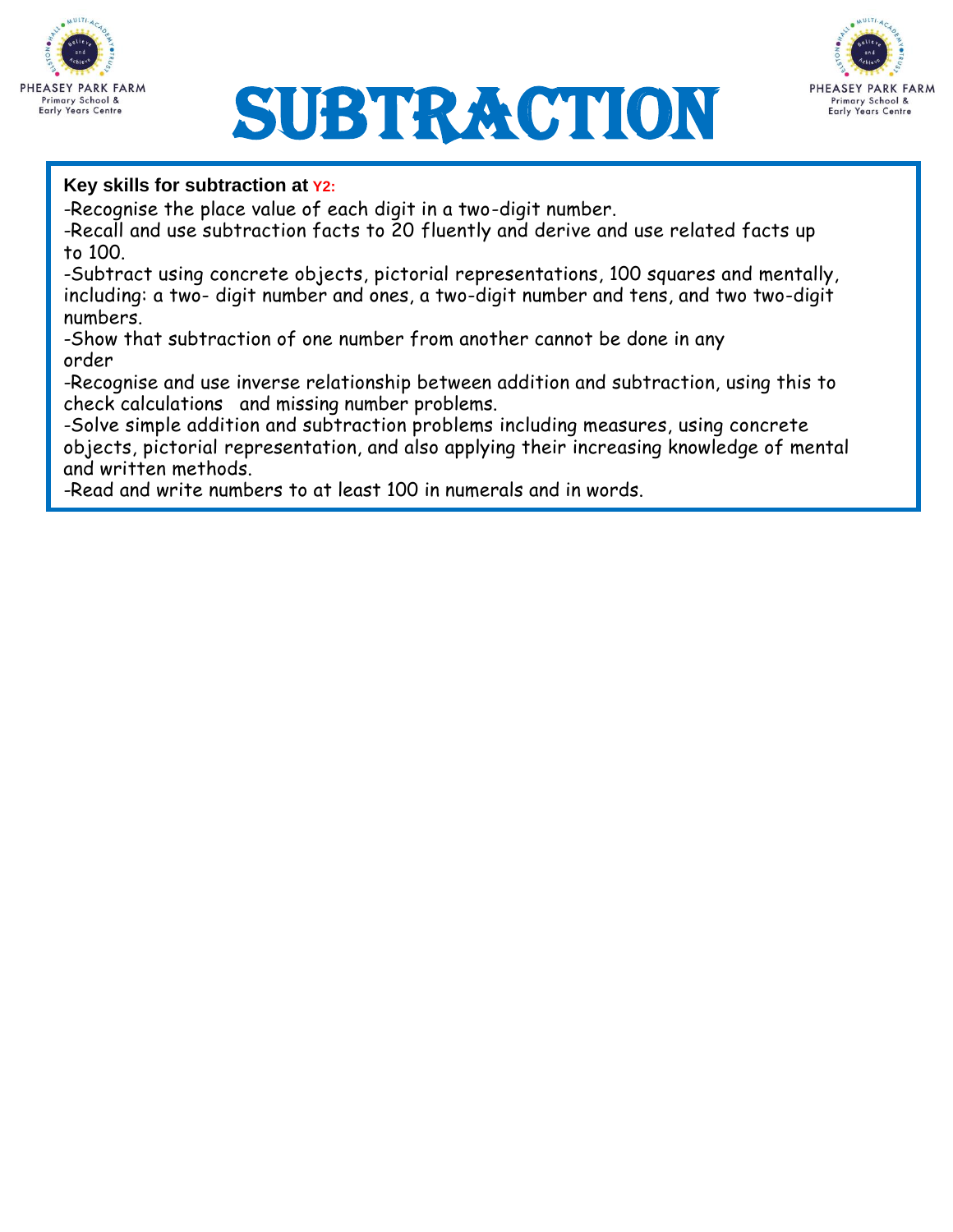# SUBTRACTION

**Key skills for subtraction at Y2:**

-Recognise the place value of each digit in a two-digit number.
-Recall and use subtraction facts to 20 fluently and derive and use related facts up to 100.
-Subtract using concrete objects, pictorial representations, 100 squares and mentally, including: a two- digit number and ones, a two-digit number and tens, and two two-digit numbers.
-Show that subtraction of one number from another cannot be done in any order
-Recognise and use inverse relationship between addition and subtraction, using this to check calculations and missing number problems.
-Solve simple addition and subtraction problems including measures, using concrete objects, pictorial representation, and also applying their increasing knowledge of mental and written methods.
-Read and write numbers to at least 100 in numerals and in words.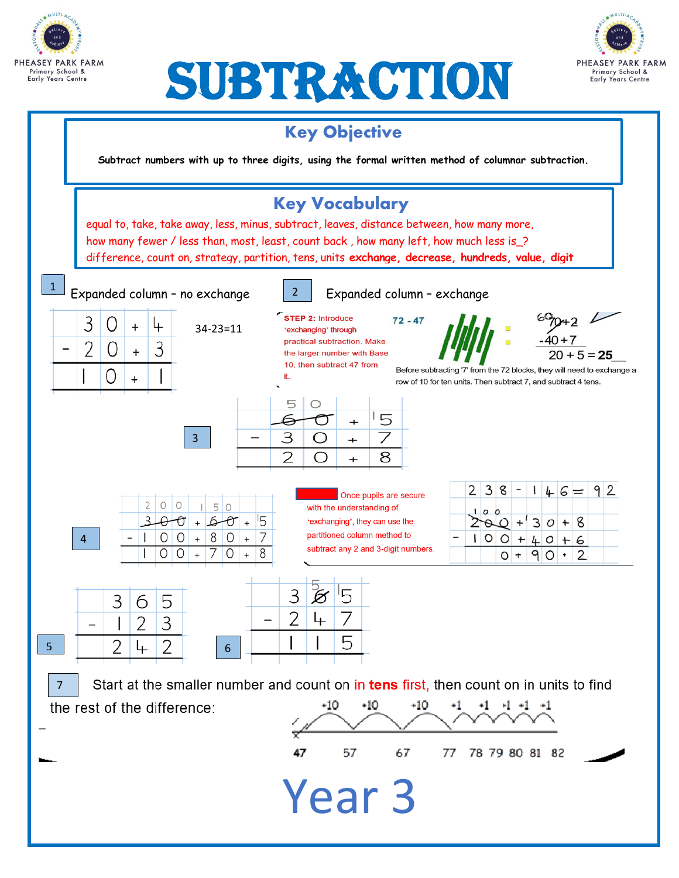# SUBTRACTION

PHEASEY PARK FARM
Primary School &
Early Years Centre

## Key Objective

Subtract numbers with up to three digits, using the formal written method of columnar subtraction.

## Key Vocabulary

equal to, take, take away, less, minus, subtract, leaves, distance between, how many more, how many fewer / less than, most, least, count back , how many left, how much less is_? difference, count on, strategy, partition, tens, units **exchange, decrease, hundreds, value, digit**

### 1 Expanded column – no exchange

| | | | |
|---|---|---|---|
| | 30 | + | 4 |
| - | 20 | + | 3 |
| | 10 | + | 1 |

34-23=11

### 2 Expanded column – exchange

STEP 2: Introduce 'exchanging' through practical subtraction. Make the larger number with Base 10, then subtract 47 from it.

72 - 47

$$\begin{array}{r} {}^{60}\!\!\!\not{70} + {}^{1}2 \\ -40 + 7 \\ \hline 20 + 5 = \mathbf{25} \end{array}$$

Before subtracting '7' from the 72 blocks, they will need to exchange a row of 10 for ten units. Then subtract 7, and subtract 4 tens.

### 3

| | | | |
|---|---|---|---|
| | ~~60~~ (50) | + | ¹5 |
| − | 30 | + | 7 |
| | 20 | + | 8 |

### 4

| | | | | | |
|---|---|---|---|---|---|
| | ~~300~~ (200) | + | ~~60~~ (150) | + | ¹5 |
| - | 100 | + | 80 | + | 7 |
| | 100 | + | 70 | + | 8 |

Once pupils are secure with the understanding of 'exchanging', they can use the partitioned column method to subtract any 2 and 3-digit numbers.

238 - 146 = 92

| | | | | | |
|---|---|---|---|---|---|
| | ~~200~~ (100) | + | ¹30 | + | 8 |
| − | 100 | + | 40 | + | 6 |
| | 0 | + | 90 | + | 2 |

### 5

| | | | |
|---|---|---|---|
| | 3 | 6 | 5 |
| - | 1 | 2 | 3 |
| | 2 | 4 | 2 |

### 6

| | | | |
|---|---|---|---|
| | 3 | ~~6~~ (5) | ¹5 |
| - | 2 | 4 | 7 |
| | 1 | 1 | 5 |

### 7

Start at the smaller number and count on **in tens** first, then count on in units to find the rest of the difference:

+10 +10 +10 +1 +1 +1 +1 +1

47 57 67 77 78 79 80 81 82

# Year 3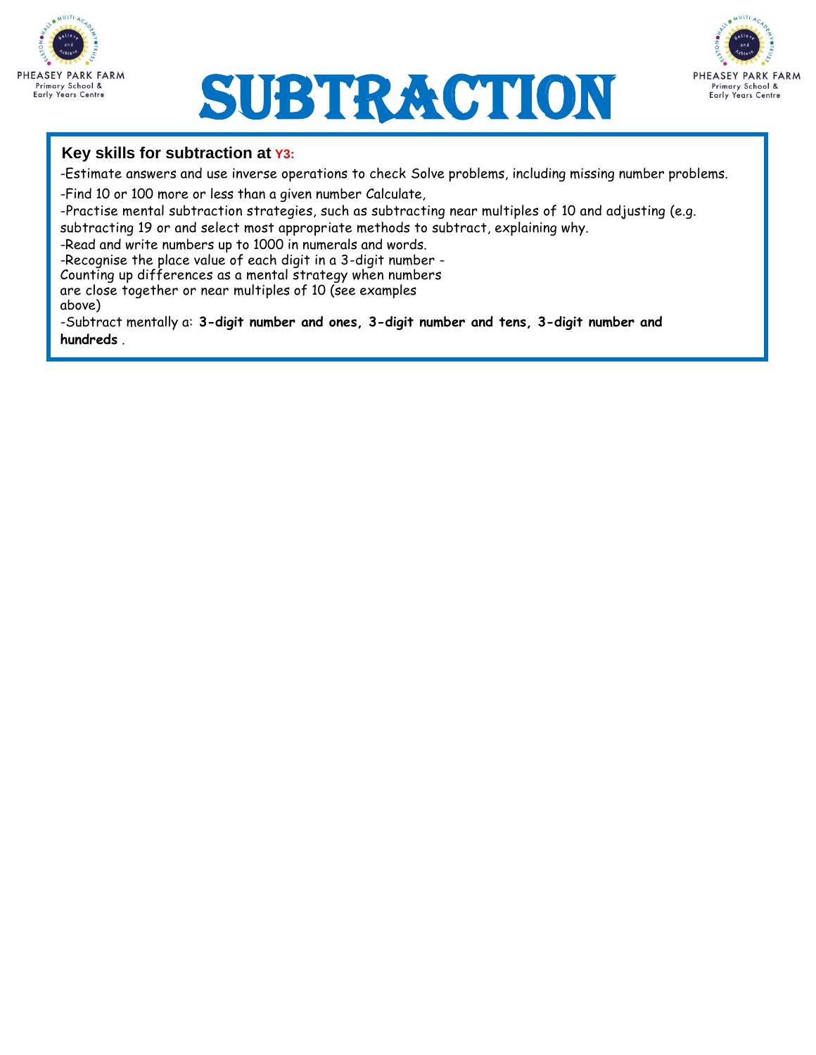# SUBTRACTION

**Key skills for subtraction at Y3:**

-Estimate answers and use inverse operations to check Solve problems, including missing number problems.

-Find 10 or 100 more or less than a given number Calculate,

-Practise mental subtraction strategies, such as subtracting near multiples of 10 and adjusting (e.g. subtracting 19 or and select most appropriate methods to subtract, explaining why.

-Read and write numbers up to 1000 in numerals and words.

-Recognise the place value of each digit in a 3-digit number - Counting up differences as a mental strategy when numbers are close together or near multiples of 10 (see examples above)

-Subtract mentally a: **3-digit number and ones, 3-digit number and tens, 3-digit number and hundreds** .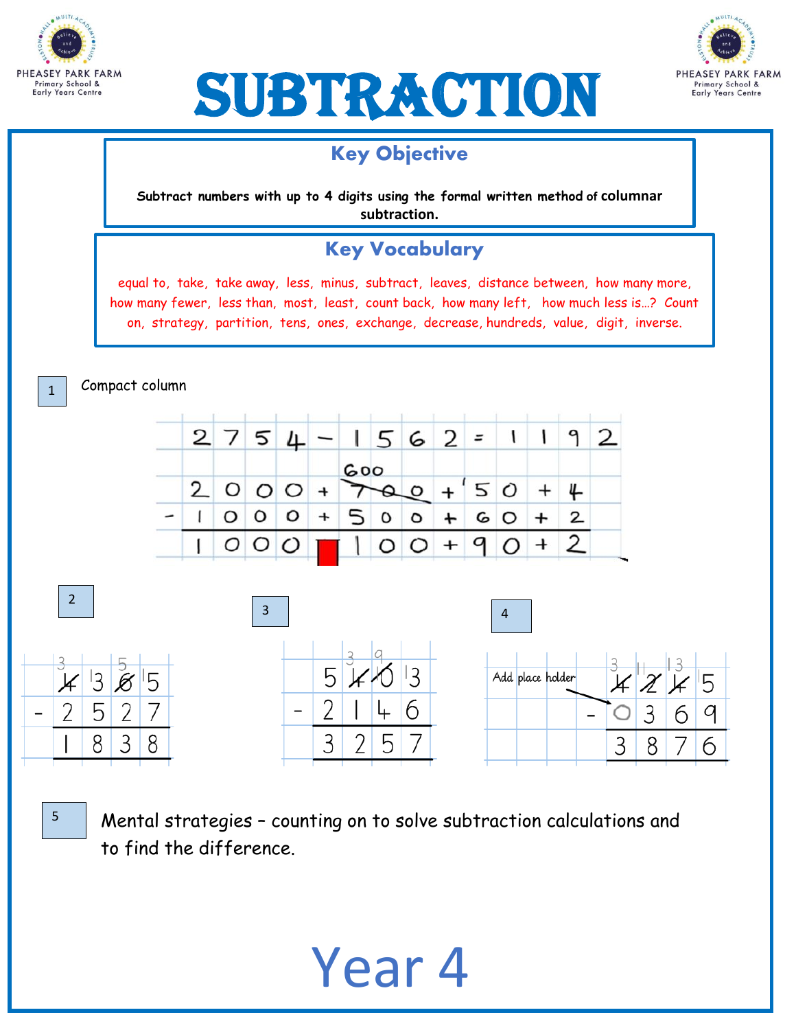# SUBTRACTION

## Key Objective

**Subtract numbers with up to 4 digits using the formal written method of columnar subtraction.**

## Key Vocabulary

equal to, take, take away, less, minus, subtract, leaves, distance between, how many more, how many fewer, less than, most, least, count back, how many left, how much less is…? Count on, strategy, partition, tens, ones, exchange, decrease, hundreds, value, digit, inverse.

1 Compact column

$2754 - 1562 = 1192$

$$
\begin{array}{r}
2000 + \overset{600}{\cancel{700}} + {}^{1}50 + 4 \\
-\ 1000 + 500 + 60 + 2 \\
\hline
1000 \quad 100 + 90 + 2
\end{array}
$$

2

$$
\begin{array}{r}
\overset{3}{\cancel{4}}\ {}^{1}3\ \overset{5}{\cancel{6}}\ {}^{1}5 \\
-\ 2\ 5\ 2\ 7 \\
\hline
1\ 8\ 3\ 8
\end{array}
$$

3

$$
\begin{array}{r}
5\ \overset{3}{\cancel{4}}\ \overset{9}{\cancel{0}}\ {}^{1}3 \\
-\ 2\ 1\ 4\ 6 \\
\hline
3\ 2\ 5\ 7
\end{array}
$$

4

Add place holder

$$
\begin{array}{r}
\overset{3}{\cancel{4}}\ {}^{11}\cancel{2}\ {}^{13}\cancel{4}\ {}^{1}5 \\
-\ 0\ 3\ 6\ 9 \\
\hline
3\ 8\ 7\ 6
\end{array}
$$

5 Mental strategies – counting on to solve subtraction calculations and to find the difference.

Year 4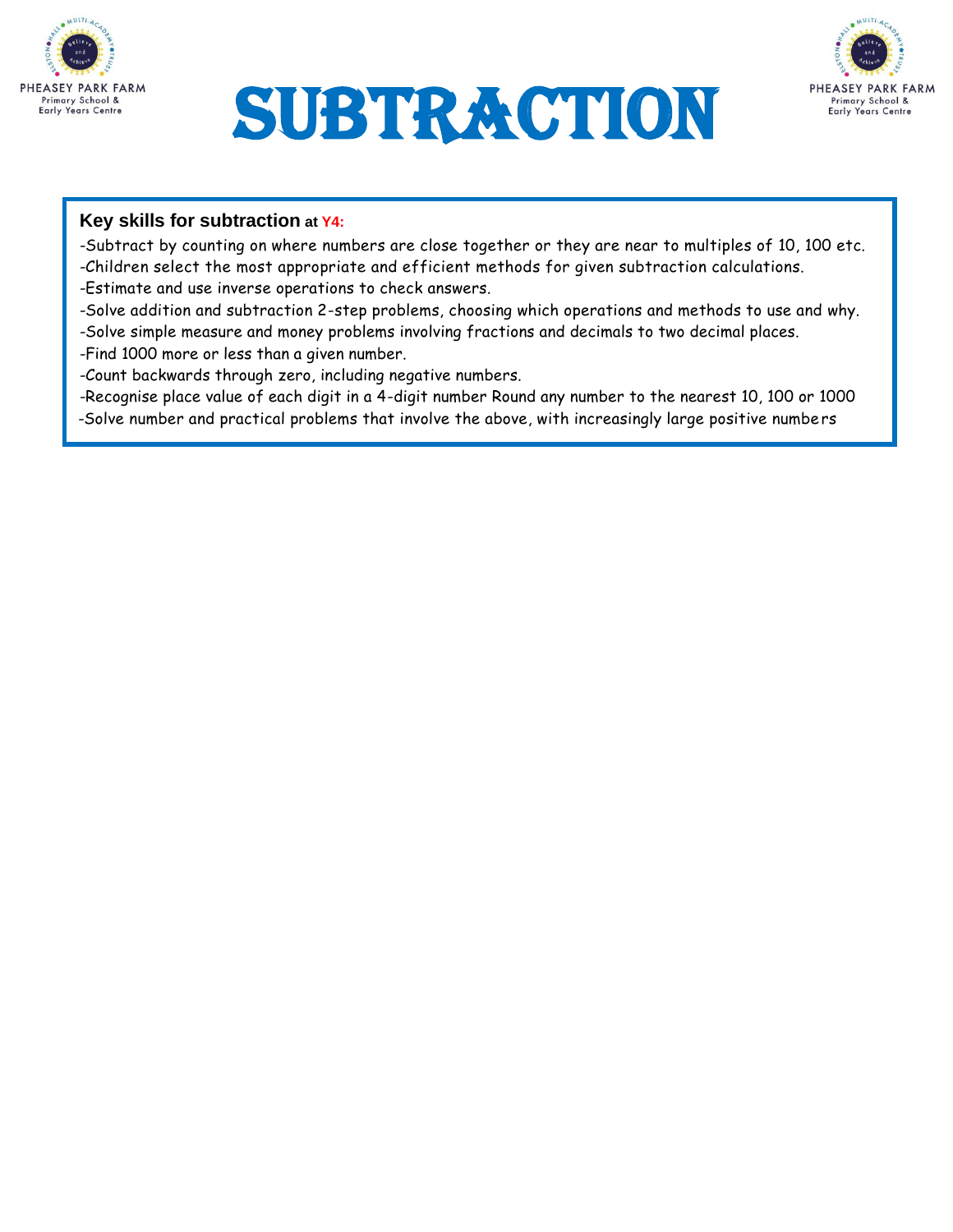# SUBTRACTION

**Key skills for subtraction at Y4:**

-Subtract by counting on where numbers are close together or they are near to multiples of 10, 100 etc.

-Children select the most appropriate and efficient methods for given subtraction calculations.

-Estimate and use inverse operations to check answers.

-Solve addition and subtraction 2-step problems, choosing which operations and methods to use and why.

-Solve simple measure and money problems involving fractions and decimals to two decimal places.

-Find 1000 more or less than a given number.

-Count backwards through zero, including negative numbers.

-Recognise place value of each digit in a 4-digit number Round any number to the nearest 10, 100 or 1000

-Solve number and practical problems that involve the above, with increasingly large positive numbers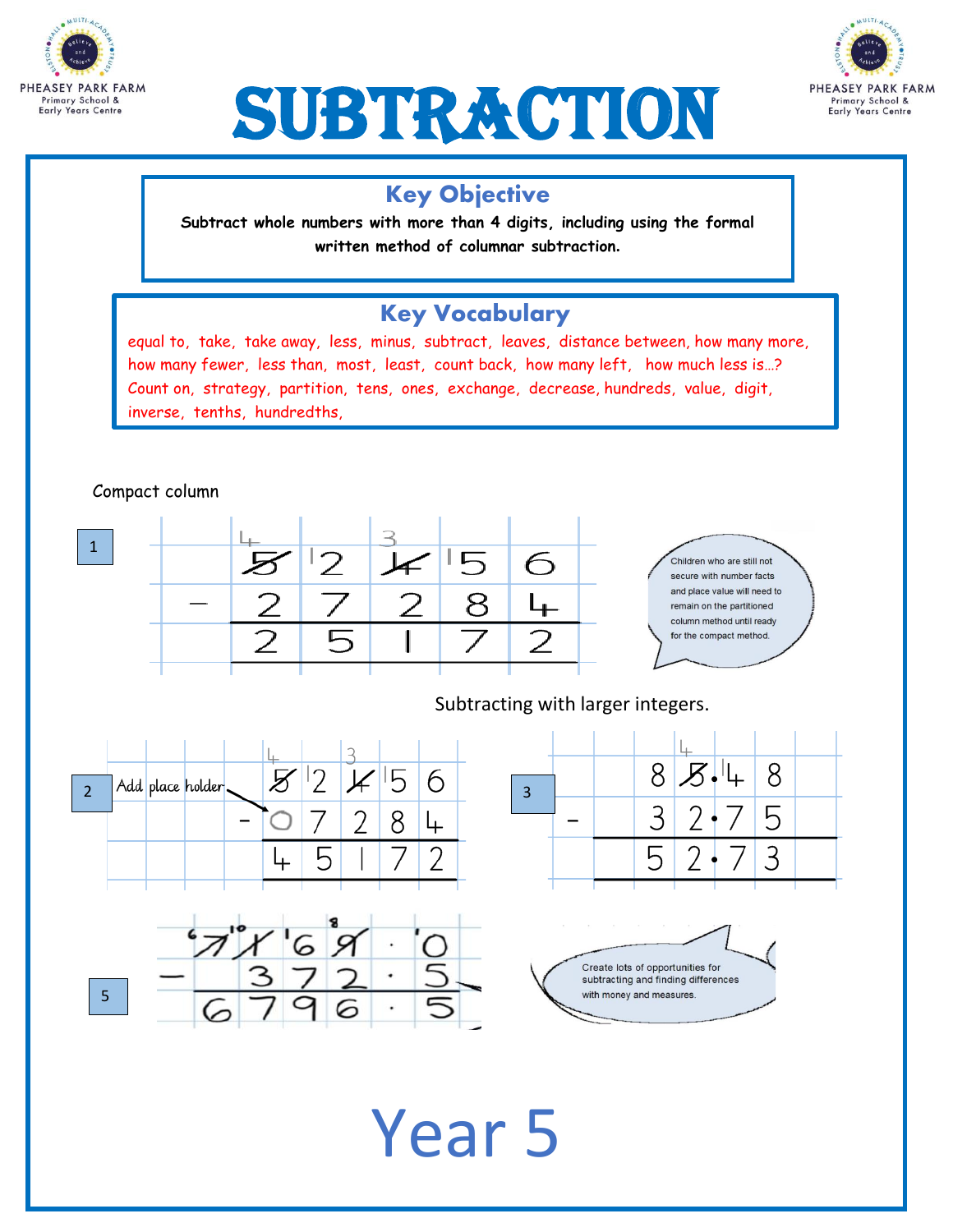# SUBTRACTION

PHEASEY PARK FARM
Primary School &
Early Years Centre

## Key Objective

**Subtract whole numbers with more than 4 digits, including using the formal written method of columnar subtraction.**

## Key Vocabulary

equal to, take, take away, less, minus, subtract, leaves, distance between, how many more, how many fewer, less than, most, least, count back, how many left, how much less is…? Count on, strategy, partition, tens, ones, exchange, decrease, hundreds, value, digit, inverse, tenths, hundredths,

Compact column

1

| | | | | | |
|---|---|---|---|---|---|
| | ⁴~~5~~ | ¹2 | ³~~1~~ | ¹5 | 6 |
| − | 2 | 7 | 2 | 8 | 4 |
| | 2 | 5 | 1 | 7 | 2 |

Children who are still not secure with number facts and place value will need to remain on the partitioned column method until ready for the compact method.

Subtracting with larger integers.

2

Add place holder

| | | | | | |
|---|---|---|---|---|---|
| | ⁴~~5~~ | ¹2 | ³~~1~~ | ¹5 | 6 |
| − | 0 | 7 | 2 | 8 | 4 |
| | 4 | 5 | 1 | 7 | 2 |

3

| | | | | | |
|---|---|---|---|---|---|
| | 8 | ⁴~~5~~ | . | ¹4 | 8 |
| − | 3 | 2 | . | 7 | 5 |
| | 5 | 2 | . | 7 | 3 |

5

| | | | | | | |
|---|---|---|---|---|---|---|
| | ⁶~~7~~ | ¹⁰~~1~~ | ¹6 | ⁸~~9~~ | . | ¹0 |
| − | | 3 | 7 | 2 | . | 5 |
| | 6 | 7 | 9 | 6 | . | 5 |

Create lots of opportunities for subtracting and finding differences with money and measures.

Year 5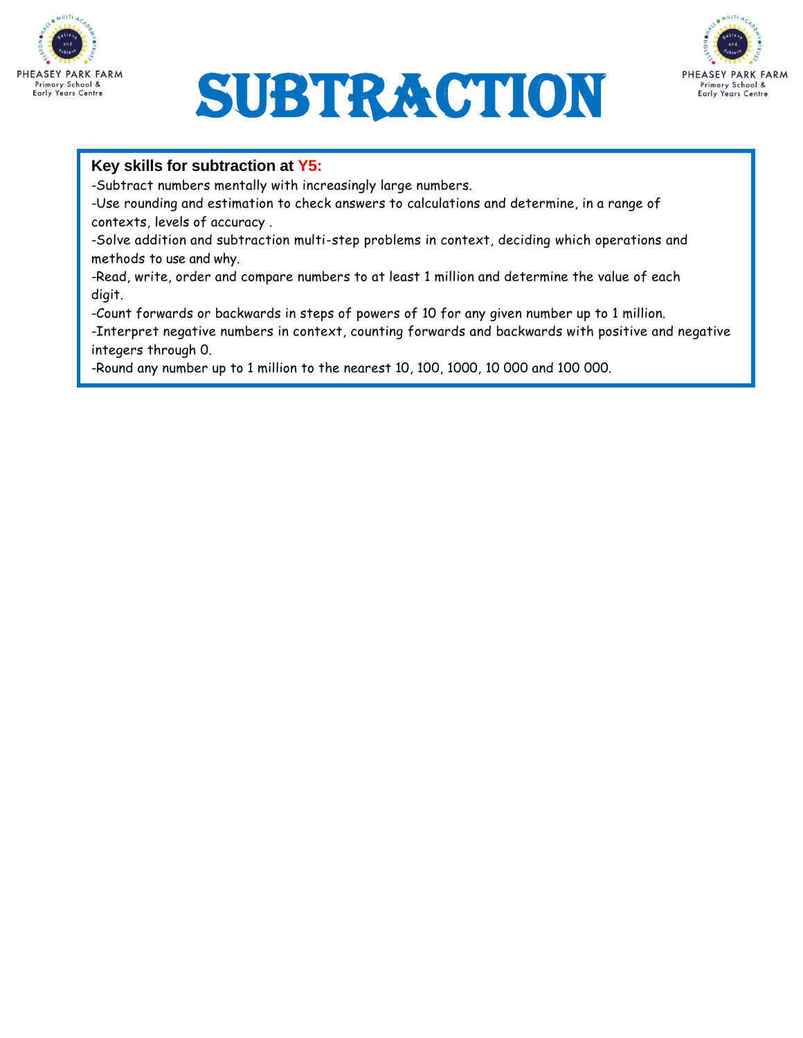# SUBTRACTION

**Key skills for subtraction at Y5:**

-Subtract numbers mentally with increasingly large numbers.

-Use rounding and estimation to check answers to calculations and determine, in a range of contexts, levels of accuracy .

-Solve addition and subtraction multi-step problems in context, deciding which operations and methods to use and why.

-Read, write, order and compare numbers to at least 1 million and determine the value of each digit.

-Count forwards or backwards in steps of powers of 10 for any given number up to 1 million.

-Interpret negative numbers in context, counting forwards and backwards with positive and negative integers through 0.

-Round any number up to 1 million to the nearest 10, 100, 1000, 10 000 and 100 000.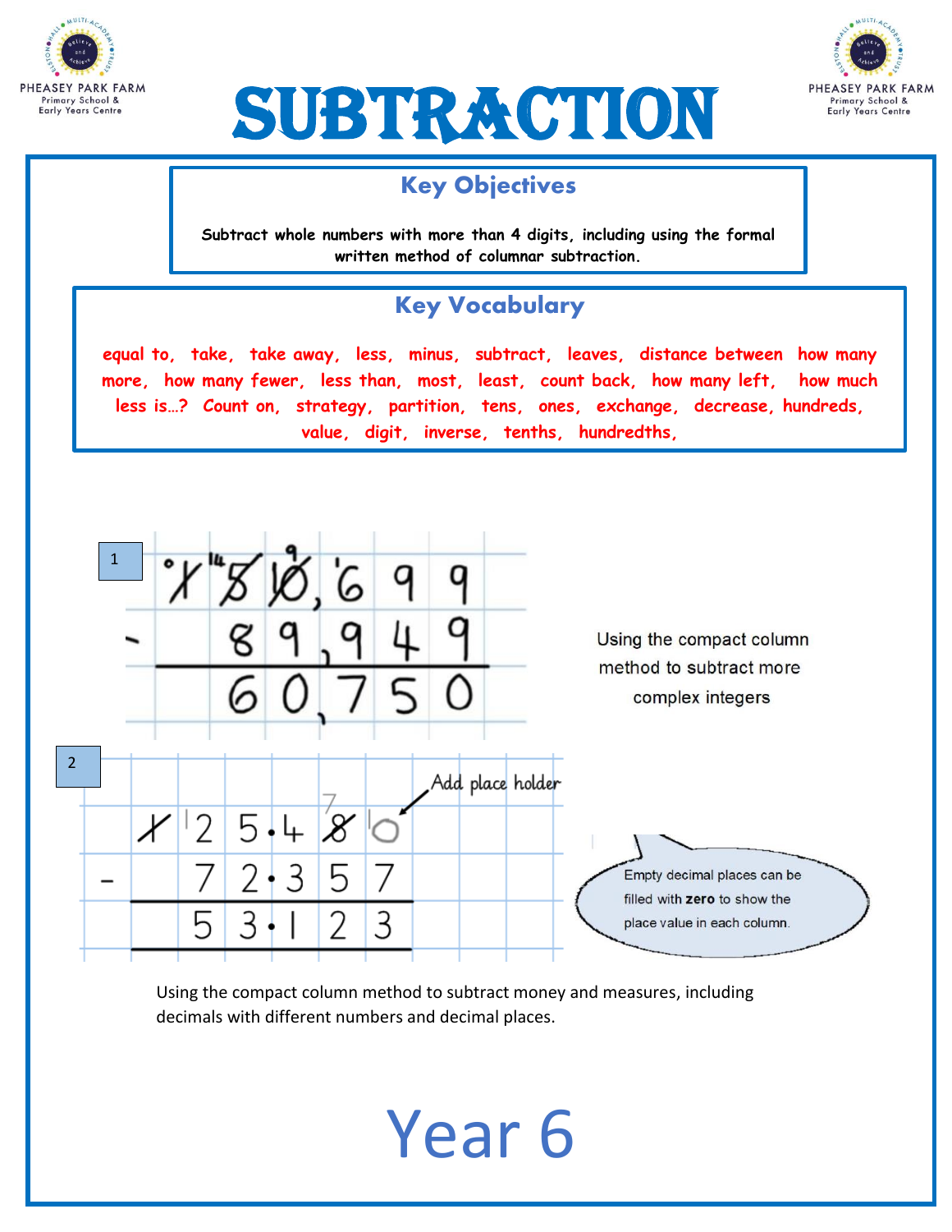PHEASEY PARK FARM
Primary School &
Early Years Centre

# SUBTRACTION

## Key Objectives

Subtract whole numbers with more than 4 digits, including using the formal written method of columnar subtraction.

## Key Vocabulary

equal to, take, take away, less, minus, subtract, leaves, distance between how many more, how many fewer, less than, most, least, count back, how many left, how much less is…? Count on, strategy, partition, tens, ones, exchange, decrease, hundreds, value, digit, inverse, tenths, hundredths,

1

```
 0  14  9
 1   5  10 , 6  9  9
-    8   9 , 9  4  9
------------------
     6   0 , 7  5  0
```

Using the compact column method to subtract more complex integers

2

```
                 7        Add place holder
 1  1 2   5 . 4  8  1 0
-     7   2 . 3  5  7
---------------------
      5   3 . 1  2  3
```

Empty decimal places can be filled with **zero** to show the place value in each column.

Using the compact column method to subtract money and measures, including decimals with different numbers and decimal places.

# Year 6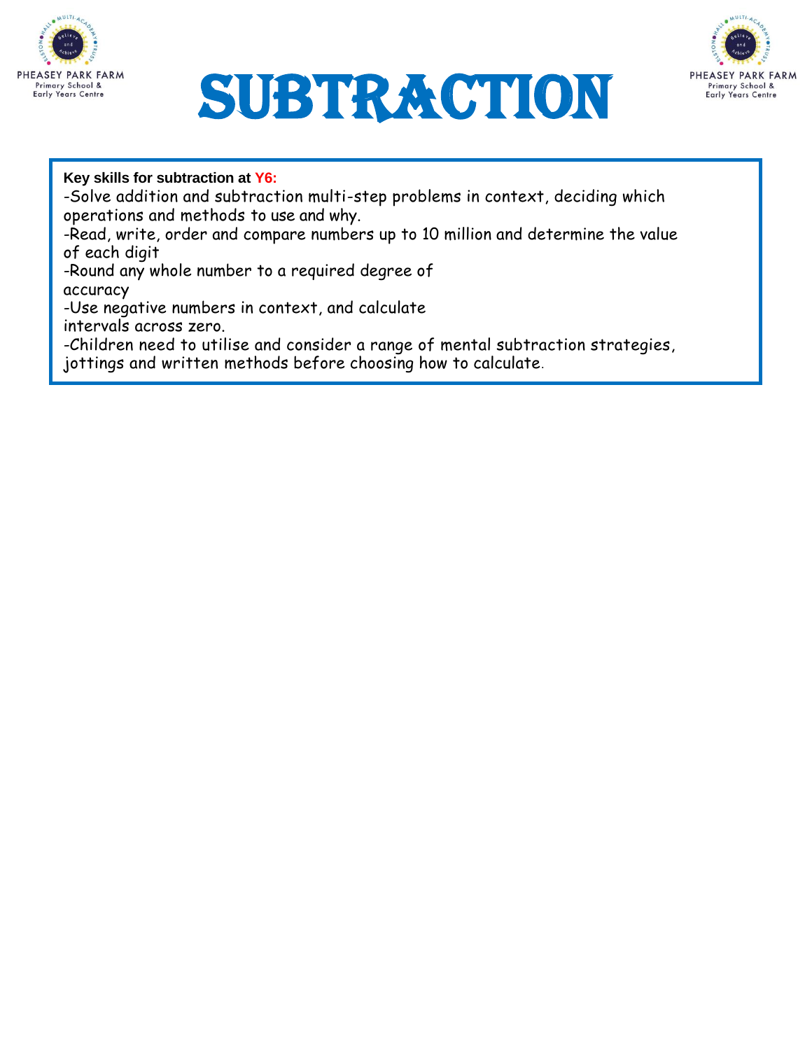# SUBTRACTION

**Key skills for subtraction at Y6:**

-Solve addition and subtraction multi-step problems in context, deciding which operations and methods to use and why.

-Read, write, order and compare numbers up to 10 million and determine the value of each digit

-Round any whole number to a required degree of accuracy

-Use negative numbers in context, and calculate intervals across zero.

-Children need to utilise and consider a range of mental subtraction strategies, jottings and written methods before choosing how to calculate.